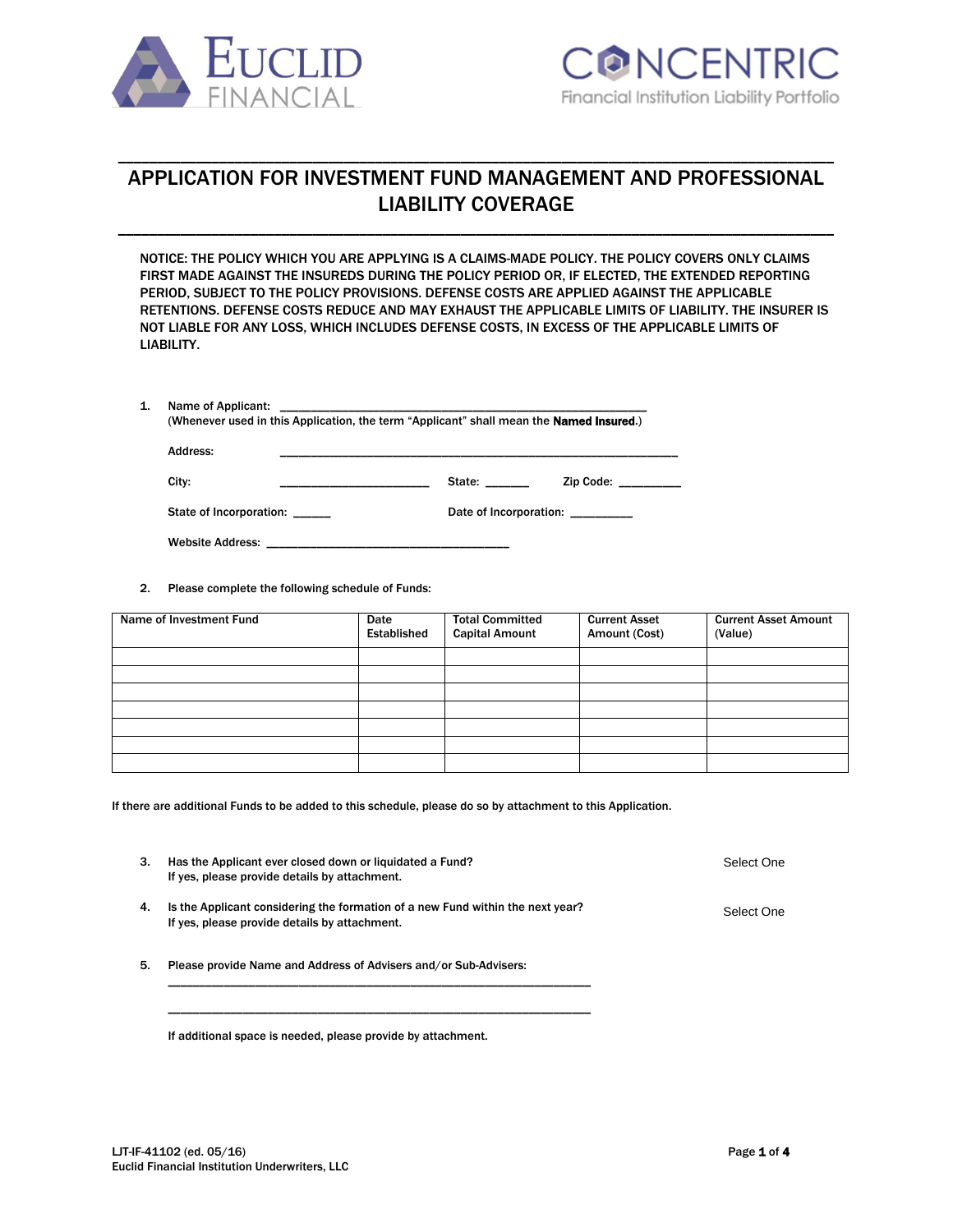EUCLID FINANCIAL

CONCENTRIC
Financial Institution Liability Portfolio

# APPLICATION FOR INVESTMENT FUND MANAGEMENT AND PROFESSIONAL LIABILITY COVERAGE

NOTICE: THE POLICY WHICH YOU ARE APPLYING IS A CLAIMS-MADE POLICY. THE POLICY COVERS ONLY CLAIMS FIRST MADE AGAINST THE INSUREDS DURING THE POLICY PERIOD OR, IF ELECTED, THE EXTENDED REPORTING PERIOD, SUBJECT TO THE POLICY PROVISIONS. DEFENSE COSTS ARE APPLIED AGAINST THE APPLICABLE RETENTIONS. DEFENSE COSTS REDUCE AND MAY EXHAUST THE APPLICABLE LIMITS OF LIABILITY. THE INSURER IS NOT LIABLE FOR ANY LOSS, WHICH INCLUDES DEFENSE COSTS, IN EXCESS OF THE APPLICABLE LIMITS OF LIABILITY.

1. Name of Applicant: ______________________________________________________
   (Whenever used in this Application, the term "Applicant" shall mean the **Named Insured**.)

   Address: ______________________________________________________

   City: ______________________ State: ______ Zip Code: _________

   State of Incorporation: ______ Date of Incorporation: _________

   Website Address: ____________________________________

2. Please complete the following schedule of Funds:

| Name of Investment Fund | Date Established | Total Committed Capital Amount | Current Asset Amount (Cost) | Current Asset Amount (Value) |
|---|---|---|---|---|
| | | | | |
| | | | | |
| | | | | |
| | | | | |
| | | | | |
| | | | | |
| | | | | |

If there are additional Funds to be added to this schedule, please do so by attachment to this Application.

3. Has the Applicant ever closed down or liquidated a Fund? Select One
   If yes, please provide details by attachment.

4. Is the Applicant considering the formation of a new Fund within the next year? Select One
   If yes, please provide details by attachment.

5. Please provide Name and Address of Advisers and/or Sub-Advisers:
   ______________________________________________________________

   ______________________________________________________________

   If additional space is needed, please provide by attachment.

LJT-IF-41102 (ed. 05/16)
Euclid Financial Institution Underwriters, LLC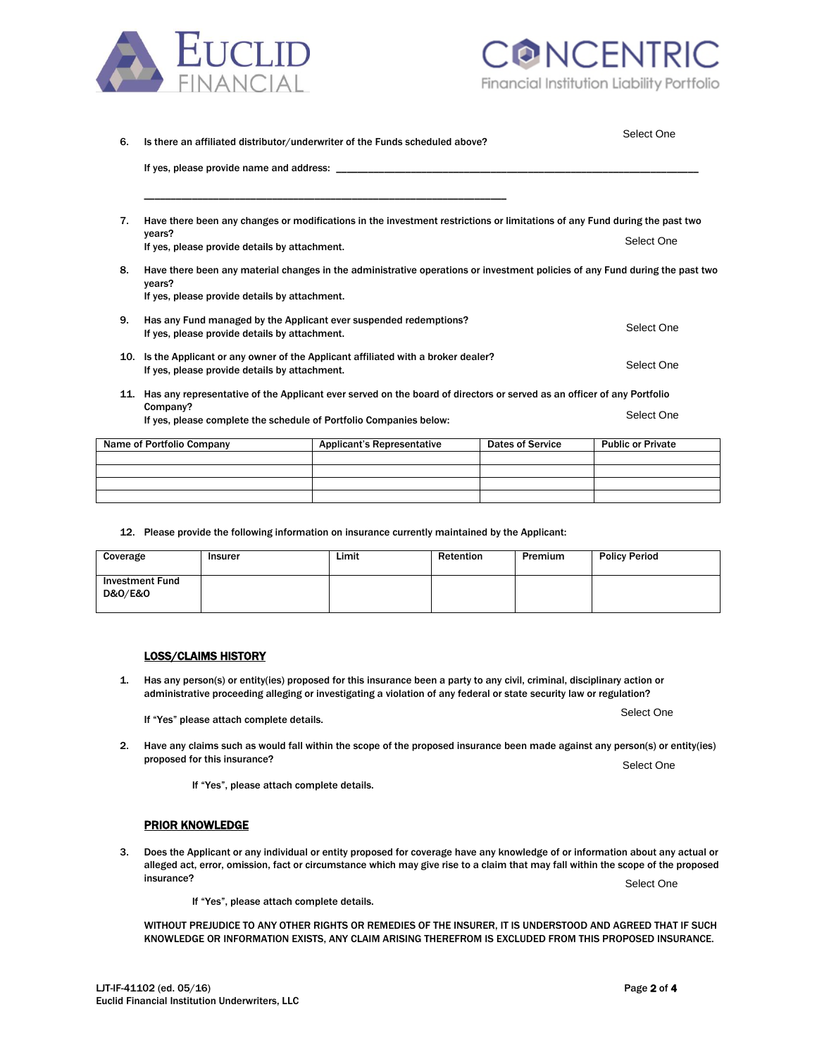6. Is there an affiliated distributor/underwriter of the Funds scheduled above? Select One

   If yes, please provide name and address: ______________________________________________________________

   ______________________________________________________________

7. Have there been any changes or modifications in the investment restrictions or limitations of any Fund during the past two years? Select One
   If yes, please provide details by attachment.

8. Have there been any material changes in the administrative operations or investment policies of any Fund during the past two years?
   If yes, please provide details by attachment.

9. Has any Fund managed by the Applicant ever suspended redemptions? Select One
   If yes, please provide details by attachment.

10. Is the Applicant or any owner of the Applicant affiliated with a broker dealer? Select One
    If yes, please provide details by attachment.

11. Has any representative of the Applicant ever served on the board of directors or served as an officer of any Portfolio Company? Select One
    If yes, please complete the schedule of Portfolio Companies below:

| Name of Portfolio Company | Applicant's Representative | Dates of Service | Public or Private |
|---|---|---|---|
| | | | |
| | | | |
| | | | |
| | | | |

12. Please provide the following information on insurance currently maintained by the Applicant:

| Coverage | Insurer | Limit | Retention | Premium | Policy Period |
|---|---|---|---|---|---|
| Investment Fund D&O/E&O | | | | | |

## LOSS/CLAIMS HISTORY

1. Has any person(s) or entity(ies) proposed for this insurance been a party to any civil, criminal, disciplinary action or administrative proceeding alleging or investigating a violation of any federal or state security law or regulation? Select One

   If "Yes" please attach complete details.

2. Have any claims such as would fall within the scope of the proposed insurance been made against any person(s) or entity(ies) proposed for this insurance? Select One

   If "Yes", please attach complete details.

## PRIOR KNOWLEDGE

3. Does the Applicant or any individual or entity proposed for coverage have any knowledge of or information about any actual or alleged act, error, omission, fact or circumstance which may give rise to a claim that may fall within the scope of the proposed insurance? Select One

   If "Yes", please attach complete details.

WITHOUT PREJUDICE TO ANY OTHER RIGHTS OR REMEDIES OF THE INSURER, IT IS UNDERSTOOD AND AGREED THAT IF SUCH KNOWLEDGE OR INFORMATION EXISTS, ANY CLAIM ARISING THEREFROM IS EXCLUDED FROM THIS PROPOSED INSURANCE.

LJT-IF-41102 (ed. 05/16)
Euclid Financial Institution Underwriters, LLC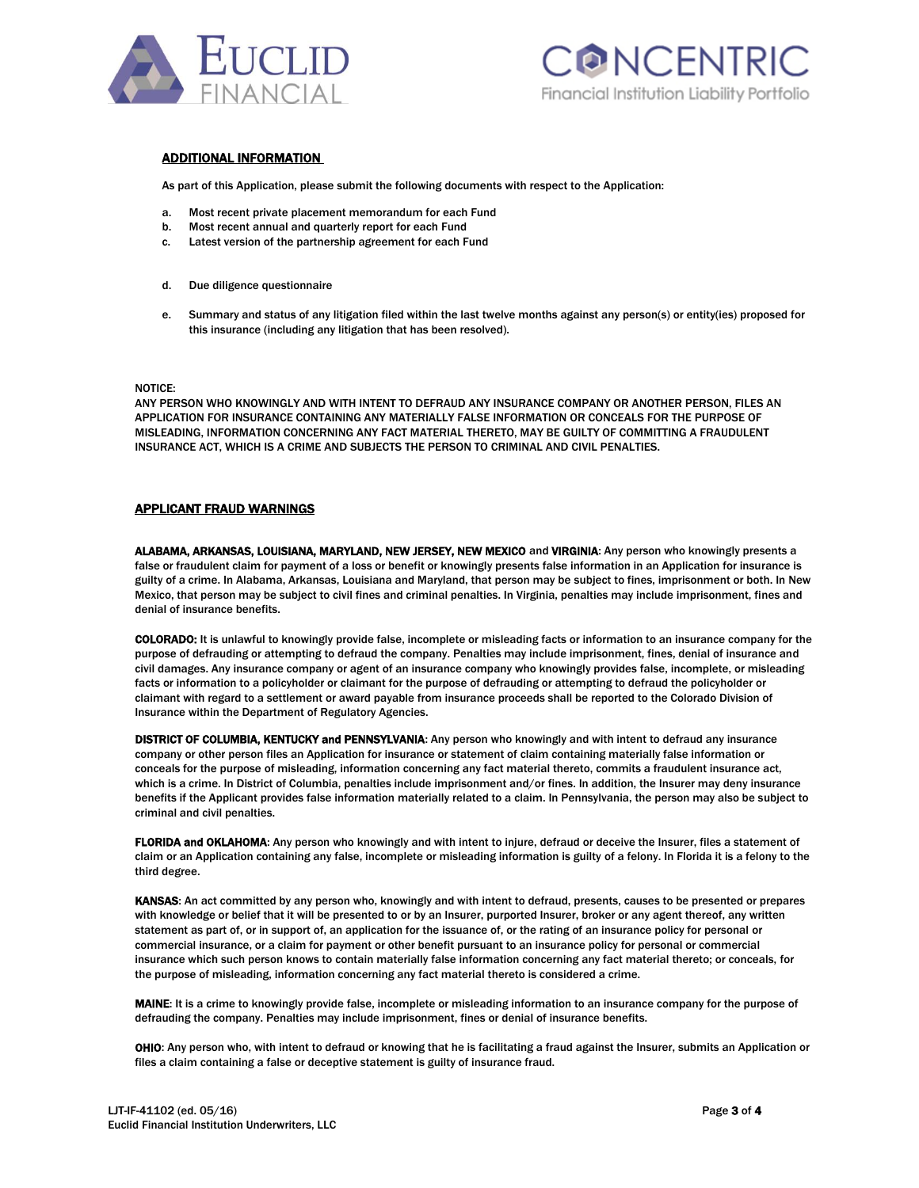## ADDITIONAL INFORMATION

As part of this Application, please submit the following documents with respect to the Application:

a. Most recent private placement memorandum for each Fund
b. Most recent annual and quarterly report for each Fund
c. Latest version of the partnership agreement for each Fund

d. Due diligence questionnaire

e. Summary and status of any litigation filed within the last twelve months against any person(s) or entity(ies) proposed for this insurance (including any litigation that has been resolved).

NOTICE:
ANY PERSON WHO KNOWINGLY AND WITH INTENT TO DEFRAUD ANY INSURANCE COMPANY OR ANOTHER PERSON, FILES AN APPLICATION FOR INSURANCE CONTAINING ANY MATERIALLY FALSE INFORMATION OR CONCEALS FOR THE PURPOSE OF MISLEADING, INFORMATION CONCERNING ANY FACT MATERIAL THERETO, MAY BE GUILTY OF COMMITTING A FRAUDULENT INSURANCE ACT, WHICH IS A CRIME AND SUBJECTS THE PERSON TO CRIMINAL AND CIVIL PENALTIES.

## APPLICANT FRAUD WARNINGS

**ALABAMA, ARKANSAS, LOUISIANA, MARYLAND, NEW JERSEY, NEW MEXICO** and **VIRGINIA**: Any person who knowingly presents a false or fraudulent claim for payment of a loss or benefit or knowingly presents false information in an Application for insurance is guilty of a crime. In Alabama, Arkansas, Louisiana and Maryland, that person may be subject to fines, imprisonment or both. In New Mexico, that person may be subject to civil fines and criminal penalties. In Virginia, penalties may include imprisonment, fines and denial of insurance benefits.

**COLORADO:** It is unlawful to knowingly provide false, incomplete or misleading facts or information to an insurance company for the purpose of defrauding or attempting to defraud the company. Penalties may include imprisonment, fines, denial of insurance and civil damages. Any insurance company or agent of an insurance company who knowingly provides false, incomplete, or misleading facts or information to a policyholder or claimant for the purpose of defrauding or attempting to defraud the policyholder or claimant with regard to a settlement or award payable from insurance proceeds shall be reported to the Colorado Division of Insurance within the Department of Regulatory Agencies.

**DISTRICT OF COLUMBIA, KENTUCKY and PENNSYLVANIA**: Any person who knowingly and with intent to defraud any insurance company or other person files an Application for insurance or statement of claim containing materially false information or conceals for the purpose of misleading, information concerning any fact material thereto, commits a fraudulent insurance act, which is a crime. In District of Columbia, penalties include imprisonment and/or fines. In addition, the Insurer may deny insurance benefits if the Applicant provides false information materially related to a claim. In Pennsylvania, the person may also be subject to criminal and civil penalties.

**FLORIDA and OKLAHOMA**: Any person who knowingly and with intent to injure, defraud or deceive the Insurer, files a statement of claim or an Application containing any false, incomplete or misleading information is guilty of a felony. In Florida it is a felony to the third degree.

**KANSAS**: An act committed by any person who, knowingly and with intent to defraud, presents, causes to be presented or prepares with knowledge or belief that it will be presented to or by an Insurer, purported Insurer, broker or any agent thereof, any written statement as part of, or in support of, an application for the issuance of, or the rating of an insurance policy for personal or commercial insurance, or a claim for payment or other benefit pursuant to an insurance policy for personal or commercial insurance which such person knows to contain materially false information concerning any fact material thereto; or conceals, for the purpose of misleading, information concerning any fact material thereto is considered a crime.

**MAINE**: It is a crime to knowingly provide false, incomplete or misleading information to an insurance company for the purpose of defrauding the company. Penalties may include imprisonment, fines or denial of insurance benefits.

**OHIO**: Any person who, with intent to defraud or knowing that he is facilitating a fraud against the Insurer, submits an Application or files a claim containing a false or deceptive statement is guilty of insurance fraud.

LJT-IF-41102 (ed. 05/16)
Euclid Financial Institution Underwriters, LLC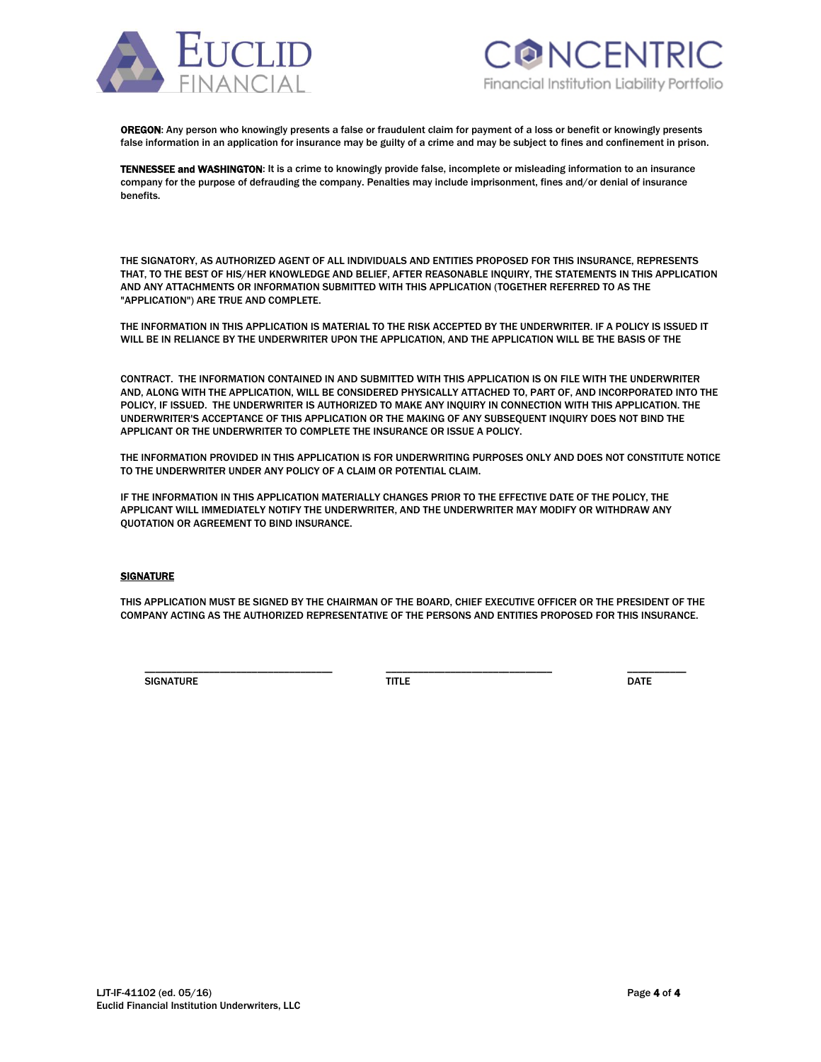**OREGON**: Any person who knowingly presents a false or fraudulent claim for payment of a loss or benefit or knowingly presents false information in an application for insurance may be guilty of a crime and may be subject to fines and confinement in prison.

**TENNESSEE and WASHINGTON**: It is a crime to knowingly provide false, incomplete or misleading information to an insurance company for the purpose of defrauding the company. Penalties may include imprisonment, fines and/or denial of insurance benefits.

THE SIGNATORY, AS AUTHORIZED AGENT OF ALL INDIVIDUALS AND ENTITIES PROPOSED FOR THIS INSURANCE, REPRESENTS THAT, TO THE BEST OF HIS/HER KNOWLEDGE AND BELIEF, AFTER REASONABLE INQUIRY, THE STATEMENTS IN THIS APPLICATION AND ANY ATTACHMENTS OR INFORMATION SUBMITTED WITH THIS APPLICATION (TOGETHER REFERRED TO AS THE "APPLICATION") ARE TRUE AND COMPLETE.

THE INFORMATION IN THIS APPLICATION IS MATERIAL TO THE RISK ACCEPTED BY THE UNDERWRITER. IF A POLICY IS ISSUED IT WILL BE IN RELIANCE BY THE UNDERWRITER UPON THE APPLICATION, AND THE APPLICATION WILL BE THE BASIS OF THE CONTRACT. THE INFORMATION CONTAINED IN AND SUBMITTED WITH THIS APPLICATION IS ON FILE WITH THE UNDERWRITER AND, ALONG WITH THE APPLICATION, WILL BE CONSIDERED PHYSICALLY ATTACHED TO, PART OF, AND INCORPORATED INTO THE POLICY, IF ISSUED. THE UNDERWRITER IS AUTHORIZED TO MAKE ANY INQUIRY IN CONNECTION WITH THIS APPLICATION. THE UNDERWRITER'S ACCEPTANCE OF THIS APPLICATION OR THE MAKING OF ANY SUBSEQUENT INQUIRY DOES NOT BIND THE APPLICANT OR THE UNDERWRITER TO COMPLETE THE INSURANCE OR ISSUE A POLICY.

THE INFORMATION PROVIDED IN THIS APPLICATION IS FOR UNDERWRITING PURPOSES ONLY AND DOES NOT CONSTITUTE NOTICE TO THE UNDERWRITER UNDER ANY POLICY OF A CLAIM OR POTENTIAL CLAIM.

IF THE INFORMATION IN THIS APPLICATION MATERIALLY CHANGES PRIOR TO THE EFFECTIVE DATE OF THE POLICY, THE APPLICANT WILL IMMEDIATELY NOTIFY THE UNDERWRITER, AND THE UNDERWRITER MAY MODIFY OR WITHDRAW ANY QUOTATION OR AGREEMENT TO BIND INSURANCE.

**SIGNATURE**

THIS APPLICATION MUST BE SIGNED BY THE CHAIRMAN OF THE BOARD, CHIEF EXECUTIVE OFFICER OR THE PRESIDENT OF THE COMPANY ACTING AS THE AUTHORIZED REPRESENTATIVE OF THE PERSONS AND ENTITIES PROPOSED FOR THIS INSURANCE.

| | | |
|---|---|---|
| ______________________________ | ______________________________ | __________ |
| SIGNATURE | TITLE | DATE |

LJT-IF-41102 (ed. 05/16)
Euclid Financial Institution Underwriters, LLC